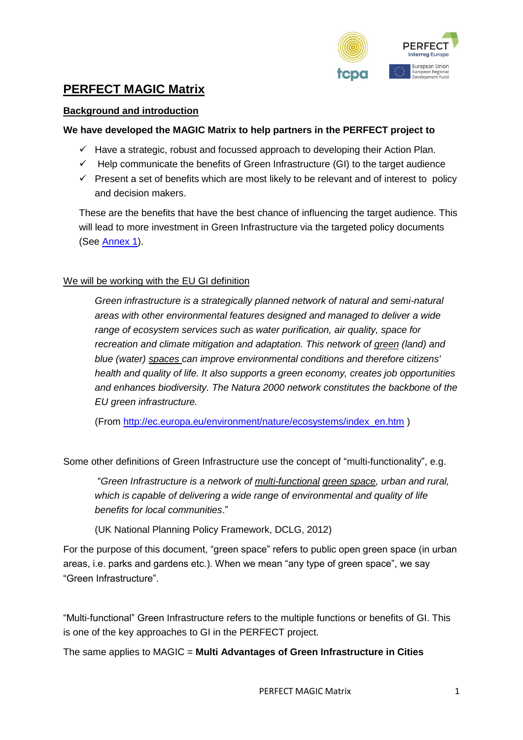# PERFECT MAGIC Matrix

## Background and introduction

**We have developed the MAGIC Matrix to help partners in the PERFECT project to**

- ✓ Have a strategic, robust and focussed approach to developing their Action Plan.
- ✓ Help communicate the benefits of Green Infrastructure (GI) to the target audience
- ✓ Present a set of benefits which are most likely to be relevant and of interest to policy and decision makers.

These are the benefits that have the best chance of influencing the target audience. This will lead to more investment in Green Infrastructure via the targeted policy documents (See Annex 1).

We will be working with the EU GI definition

> *Green infrastructure is a strategically planned network of natural and semi-natural areas with other environmental features designed and managed to deliver a wide range of ecosystem services such as water purification, air quality, space for recreation and climate mitigation and adaptation. This network of green (land) and blue (water) spaces can improve environmental conditions and therefore citizens' health and quality of life. It also supports a green economy, creates job opportunities and enhances biodiversity. The Natura 2000 network constitutes the backbone of the EU green infrastructure.*
>
> (From http://ec.europa.eu/environment/nature/ecosystems/index_en.htm )

Some other definitions of Green Infrastructure use the concept of "multi-functionality", e.g.

> "*Green Infrastructure is a network of multi-functional green space, urban and rural, which is capable of delivering a wide range of environmental and quality of life benefits for local communities*."
>
> (UK National Planning Policy Framework, DCLG, 2012)

For the purpose of this document, "green space" refers to public open green space (in urban areas, i.e. parks and gardens etc.). When we mean "any type of green space", we say "Green Infrastructure".

"Multi-functional" Green Infrastructure refers to the multiple functions or benefits of GI. This is one of the key approaches to GI in the PERFECT project.

The same applies to MAGIC = **Multi Advantages of Green Infrastructure in Cities**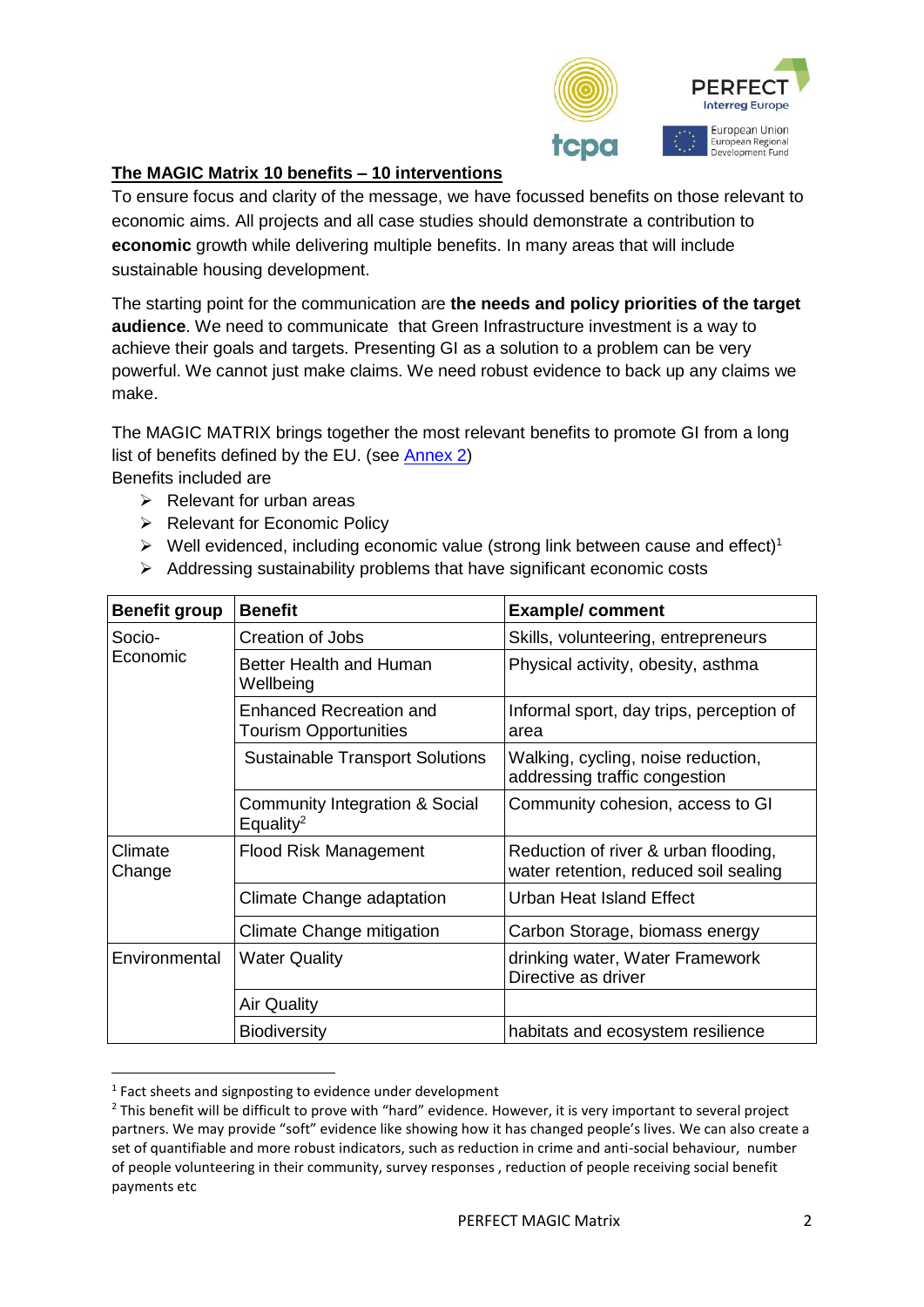## The MAGIC Matrix 10 benefits – 10 interventions

To ensure focus and clarity of the message, we have focussed benefits on those relevant to economic aims. All projects and all case studies should demonstrate a contribution to **economic** growth while delivering multiple benefits. In many areas that will include sustainable housing development.

The starting point for the communication are **the needs and policy priorities of the target audience**. We need to communicate that Green Infrastructure investment is a way to achieve their goals and targets. Presenting GI as a solution to a problem can be very powerful. We cannot just make claims. We need robust evidence to back up any claims we make.

The MAGIC MATRIX brings together the most relevant benefits to promote GI from a long list of benefits defined by the EU. (see Annex 2)

Benefits included are

- Relevant for urban areas
- Relevant for Economic Policy
- Well evidenced, including economic value (strong link between cause and effect)[1]
- Addressing sustainability problems that have significant economic costs

| Benefit group | Benefit | Example/ comment |
| --- | --- | --- |
| Socio-Economic | Creation of Jobs | Skills, volunteering, entrepreneurs |
| | Better Health and Human Wellbeing | Physical activity, obesity, asthma |
| | Enhanced Recreation and Tourism Opportunities | Informal sport, day trips, perception of area |
| | Sustainable Transport Solutions | Walking, cycling, noise reduction, addressing traffic congestion |
| | Community Integration & Social Equality[2] | Community cohesion, access to GI |
| Climate Change | Flood Risk Management | Reduction of river & urban flooding, water retention, reduced soil sealing |
| | Climate Change adaptation | Urban Heat Island Effect |
| | Climate Change mitigation | Carbon Storage, biomass energy |
| Environmental | Water Quality | drinking water, Water Framework Directive as driver |
| | Air Quality | |
| | Biodiversity | habitats and ecosystem resilience |

[1] Fact sheets and signposting to evidence under development

[2] This benefit will be difficult to prove with "hard" evidence. However, it is very important to several project partners. We may provide "soft" evidence like showing how it has changed people's lives. We can also create a set of quantifiable and more robust indicators, such as reduction in crime and anti-social behaviour, number of people volunteering in their community, survey responses , reduction of people receiving social benefit payments etc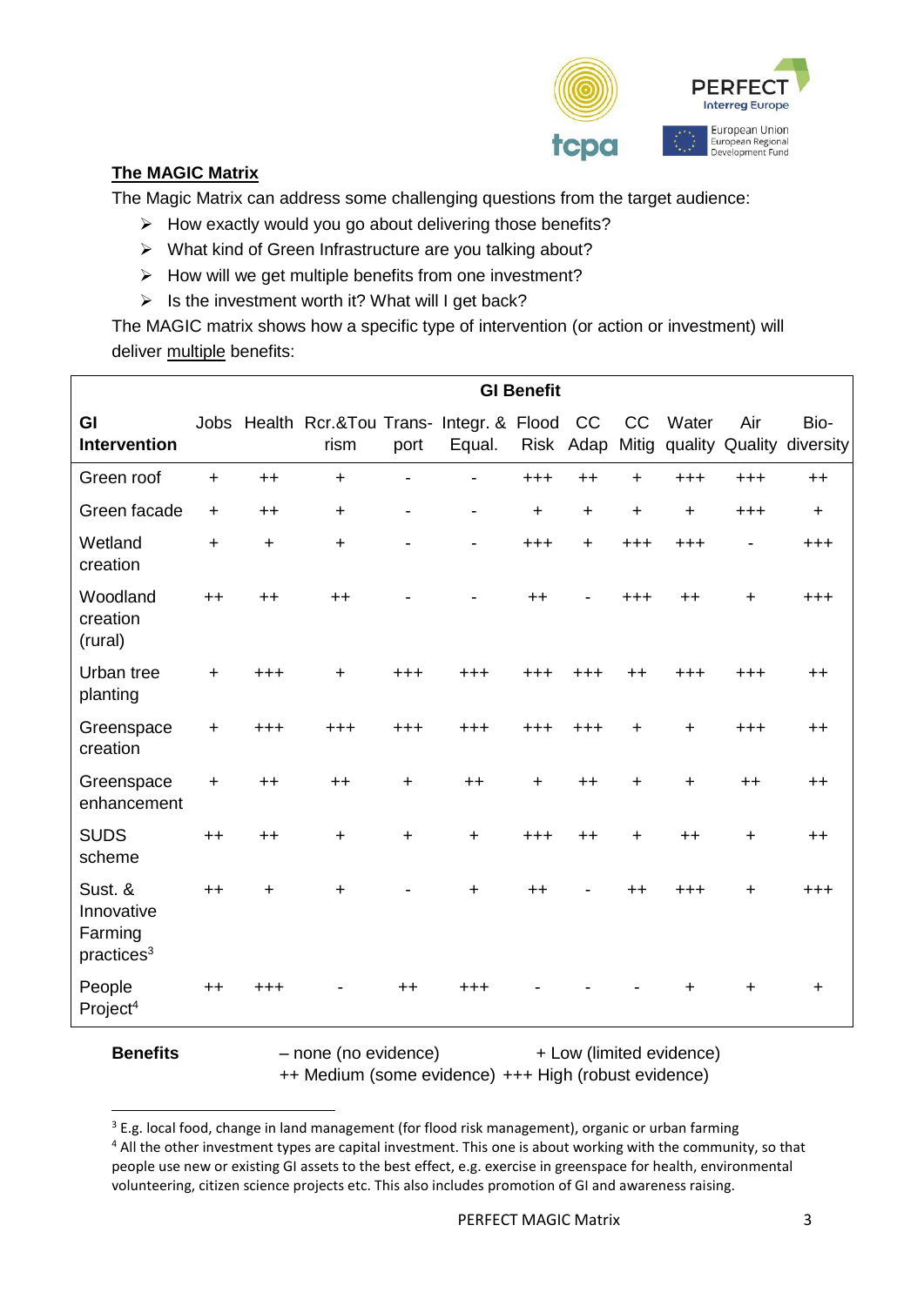## The MAGIC Matrix

The Magic Matrix can address some challenging questions from the target audience:

- How exactly would you go about delivering those benefits?
- What kind of Green Infrastructure are you talking about?
- How will we get multiple benefits from one investment?
- Is the investment worth it? What will I get back?

The MAGIC matrix shows how a specific type of intervention (or action or investment) will deliver multiple benefits:

| | GI Benefit | | | | | | | | | | |
|---|---|---|---|---|---|---|---|---|---|---|---|
| **GI Intervention** | Jobs | Health | Rcr.&Tourism | Trans-port | Integr. & Equal. | Flood Risk | CC Adap | CC Mitig | Water quality | Air Quality | Bio-diversity |
| Green roof | + | ++ | + | - | - | +++ | ++ | + | +++ | +++ | ++ |
| Green facade | + | ++ | + | - | - | + | + | + | + | +++ | + |
| Wetland creation | + | + | + | - | - | +++ | + | +++ | +++ | - | +++ |
| Woodland creation (rural) | ++ | ++ | ++ | - | - | ++ | - | +++ | ++ | + | +++ |
| Urban tree planting | + | +++ | + | +++ | +++ | +++ | +++ | ++ | +++ | +++ | ++ |
| Greenspace creation | + | +++ | +++ | +++ | +++ | +++ | +++ | + | + | +++ | ++ |
| Greenspace enhancement | + | ++ | ++ | + | ++ | + | ++ | + | + | ++ | ++ |
| SUDS scheme | ++ | ++ | + | + | + | +++ | ++ | + | ++ | + | ++ |
| Sust. & Innovative Farming practices[3] | ++ | + | + | - | + | ++ | - | ++ | +++ | + | +++ |
| People Project[4] | ++ | +++ | - | ++ | +++ | - | - | - | + | + | + |

**Benefits** – none (no evidence) + Low (limited evidence) ++ Medium (some evidence) +++ High (robust evidence)

[3] E.g. local food, change in land management (for flood risk management), organic or urban farming

[4] All the other investment types are capital investment. This one is about working with the community, so that people use new or existing GI assets to the best effect, e.g. exercise in greenspace for health, environmental volunteering, citizen science projects etc. This also includes promotion of GI and awareness raising.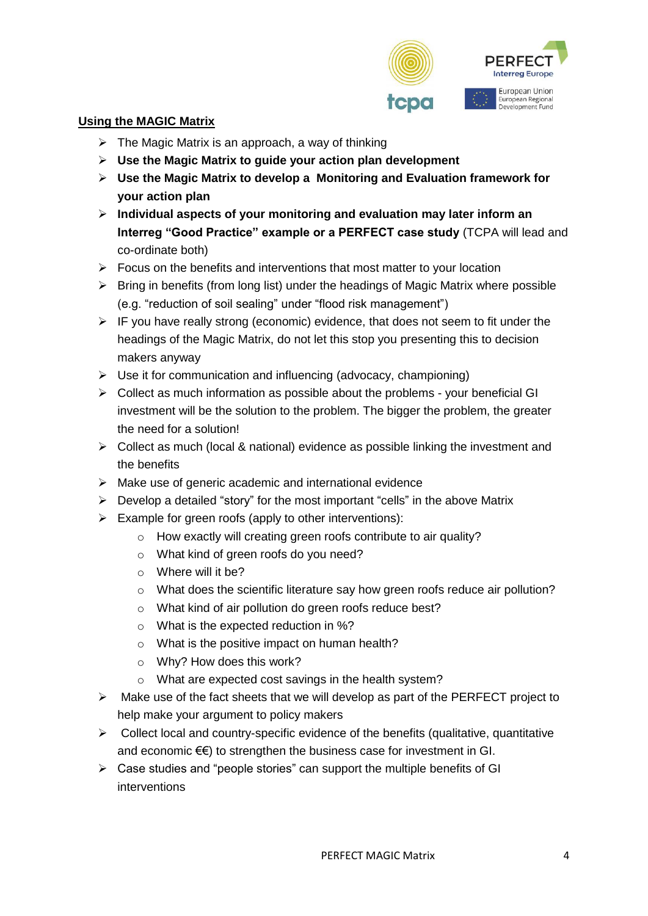## Using the MAGIC Matrix

- The Magic Matrix is an approach, a way of thinking
- **Use the Magic Matrix to guide your action plan development**
- **Use the Magic Matrix to develop a Monitoring and Evaluation framework for your action plan**
- **Individual aspects of your monitoring and evaluation may later inform an Interreg "Good Practice" example or a PERFECT case study** (TCPA will lead and co-ordinate both)
- Focus on the benefits and interventions that most matter to your location
- Bring in benefits (from long list) under the headings of Magic Matrix where possible (e.g. "reduction of soil sealing" under "flood risk management")
- IF you have really strong (economic) evidence, that does not seem to fit under the headings of the Magic Matrix, do not let this stop you presenting this to decision makers anyway
- Use it for communication and influencing (advocacy, championing)
- Collect as much information as possible about the problems - your beneficial GI investment will be the solution to the problem. The bigger the problem, the greater the need for a solution!
- Collect as much (local & national) evidence as possible linking the investment and the benefits
- Make use of generic academic and international evidence
- Develop a detailed "story" for the most important "cells" in the above Matrix
- Example for green roofs (apply to other interventions):
  - How exactly will creating green roofs contribute to air quality?
  - What kind of green roofs do you need?
  - Where will it be?
  - What does the scientific literature say how green roofs reduce air pollution?
  - What kind of air pollution do green roofs reduce best?
  - What is the expected reduction in %?
  - What is the positive impact on human health?
  - Why? How does this work?
  - What are expected cost savings in the health system?
- Make use of the fact sheets that we will develop as part of the PERFECT project to help make your argument to policy makers
- Collect local and country-specific evidence of the benefits (qualitative, quantitative and economic €€) to strengthen the business case for investment in GI.
- Case studies and "people stories" can support the multiple benefits of GI interventions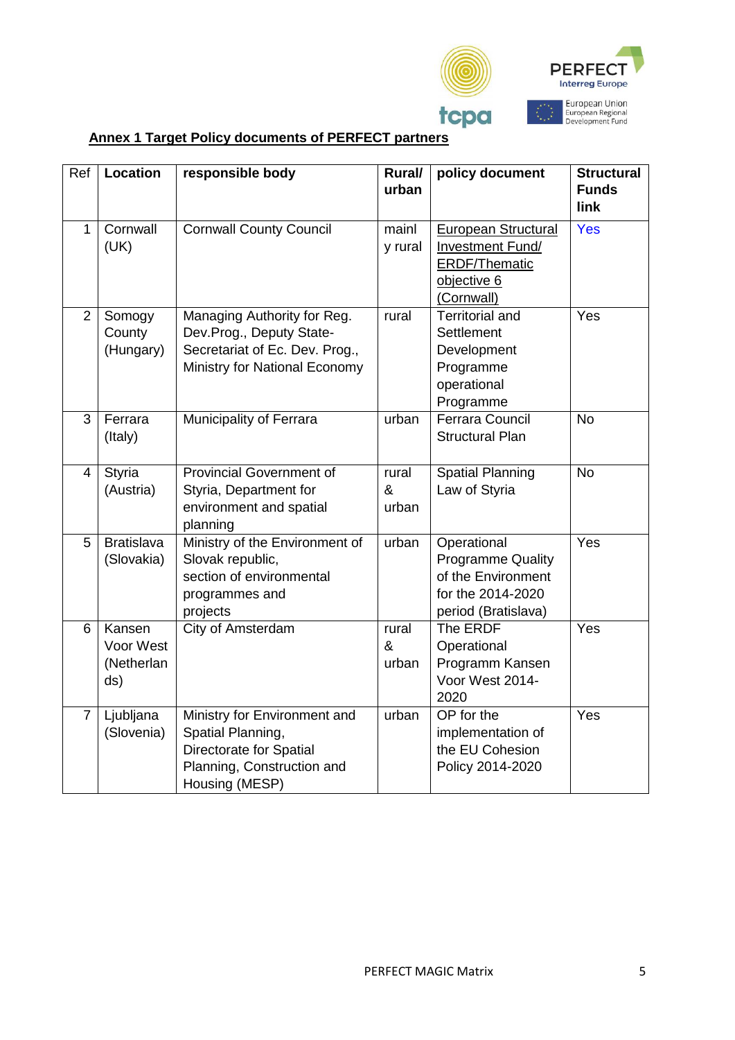**Annex 1 Target Policy documents of PERFECT partners**

| Ref | Location | responsible body | Rural/ urban | policy document | Structural Funds link |
|---|---|---|---|---|---|
| 1 | Cornwall (UK) | Cornwall County Council | mainly rural | European Structural Investment Fund/ ERDF/Thematic objective 6 (Cornwall) | Yes |
| 2 | Somogy County (Hungary) | Managing Authority for Reg. Dev.Prog., Deputy State-Secretariat of Ec. Dev. Prog., Ministry for National Economy | rural | Territorial and Settlement Development Programme operational Programme | Yes |
| 3 | Ferrara (Italy) | Municipality of Ferrara | urban | Ferrara Council Structural Plan | No |
| 4 | Styria (Austria) | Provincial Government of Styria, Department for environment and spatial planning | rural & urban | Spatial Planning Law of Styria | No |
| 5 | Bratislava (Slovakia) | Ministry of the Environment of Slovak republic, section of environmental programmes and projects | urban | Operational Programme Quality of the Environment for the 2014-2020 period (Bratislava) | Yes |
| 6 | Kansen Voor West (Netherlands) | City of Amsterdam | rural & urban | The ERDF Operational Programm Kansen Voor West 2014-2020 | Yes |
| 7 | Ljubljana (Slovenia) | Ministry for Environment and Spatial Planning, Directorate for Spatial Planning, Construction and Housing (MESP) | urban | OP for the implementation of the EU Cohesion Policy 2014-2020 | Yes |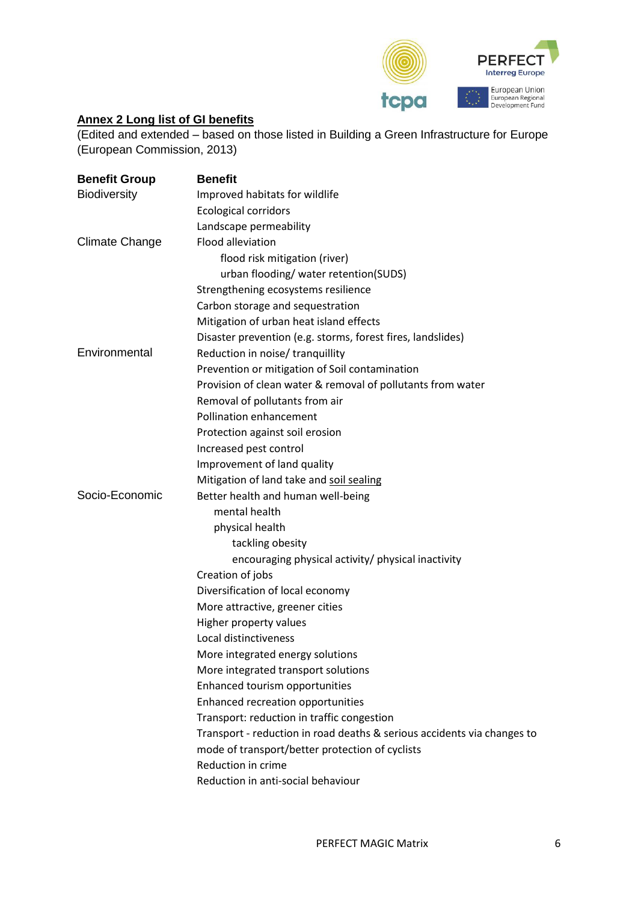## Annex 2 Long list of GI benefits

(Edited and extended – based on those listed in Building a Green Infrastructure for Europe (European Commission, 2013)

| Benefit Group | Benefit |
|---|---|
| Biodiversity | Improved habitats for wildlife |
| | Ecological corridors |
| | Landscape permeability |
| Climate Change | Flood alleviation |
| | flood risk mitigation (river) |
| | urban flooding/ water retention(SUDS) |
| | Strengthening ecosystems resilience |
| | Carbon storage and sequestration |
| | Mitigation of urban heat island effects |
| | Disaster prevention (e.g. storms, forest fires, landslides) |
| Environmental | Reduction in noise/ tranquillity |
| | Prevention or mitigation of Soil contamination |
| | Provision of clean water & removal of pollutants from water |
| | Removal of pollutants from air |
| | Pollination enhancement |
| | Protection against soil erosion |
| | Increased pest control |
| | Improvement of land quality |
| | Mitigation of land take and soil sealing |
| Socio-Economic | Better health and human well-being |
| | mental health |
| | physical health |
| | tackling obesity |
| | encouraging physical activity/ physical inactivity |
| | Creation of jobs |
| | Diversification of local economy |
| | More attractive, greener cities |
| | Higher property values |
| | Local distinctiveness |
| | More integrated energy solutions |
| | More integrated transport solutions |
| | Enhanced tourism opportunities |
| | Enhanced recreation opportunities |
| | Transport: reduction in traffic congestion |
| | Transport - reduction in road deaths & serious accidents via changes to mode of transport/better protection of cyclists |
| | Reduction in crime |
| | Reduction in anti-social behaviour |